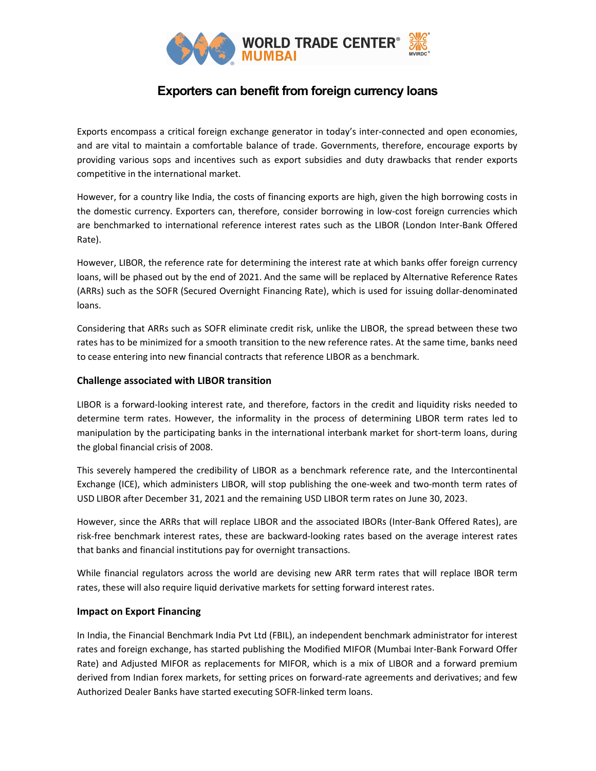# Exporters can benefit from foreign currency loans

Exports encompass a critical foreign exchange generator in today's inter-connected and open economies, and are vital to maintain a comfortable balance of trade. Governments, therefore, encourage exports by providing various sops and incentives such as export subsidies and duty drawbacks that render exports competitive in the international market.

However, for a country like India, the costs of financing exports are high, given the high borrowing costs in the domestic currency. Exporters can, therefore, consider borrowing in low-cost foreign currencies which are benchmarked to international reference interest rates such as the LIBOR (London Inter-Bank Offered Rate).

However, LIBOR, the reference rate for determining the interest rate at which banks offer foreign currency loans, will be phased out by the end of 2021. And the same will be replaced by Alternative Reference Rates (ARRs) such as the SOFR (Secured Overnight Financing Rate), which is used for issuing dollar-denominated loans.

Considering that ARRs such as SOFR eliminate credit risk, unlike the LIBOR, the spread between these two rates has to be minimized for a smooth transition to the new reference rates. At the same time, banks need to cease entering into new financial contracts that reference LIBOR as a benchmark.

### Challenge associated with LIBOR transition

LIBOR is a forward-looking interest rate, and therefore, factors in the credit and liquidity risks needed to determine term rates. However, the informality in the process of determining LIBOR term rates led to manipulation by the participating banks in the international interbank market for short-term loans, during the global financial crisis of 2008.

This severely hampered the credibility of LIBOR as a benchmark reference rate, and the Intercontinental Exchange (ICE), which administers LIBOR, will stop publishing the one-week and two-month term rates of USD LIBOR after December 31, 2021 and the remaining USD LIBOR term rates on June 30, 2023.

However, since the ARRs that will replace LIBOR and the associated IBORs (Inter-Bank Offered Rates), are risk-free benchmark interest rates, these are backward-looking rates based on the average interest rates that banks and financial institutions pay for overnight transactions.

While financial regulators across the world are devising new ARR term rates that will replace IBOR term rates, these will also require liquid derivative markets for setting forward interest rates.

### Impact on Export Financing

In India, the Financial Benchmark India Pvt Ltd (FBIL), an independent benchmark administrator for interest rates and foreign exchange, has started publishing the Modified MIFOR (Mumbai Inter-Bank Forward Offer Rate) and Adjusted MIFOR as replacements for MIFOR, which is a mix of LIBOR and a forward premium derived from Indian forex markets, for setting prices on forward-rate agreements and derivatives; and few Authorized Dealer Banks have started executing SOFR-linked term loans.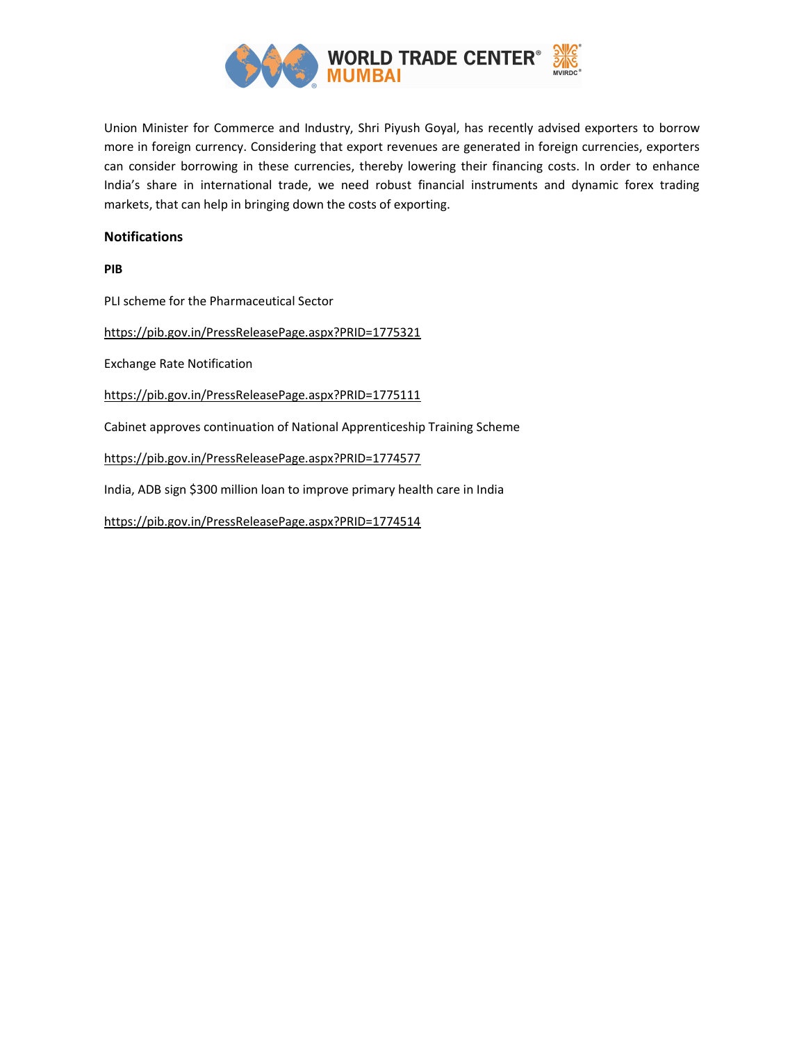Union Minister for Commerce and Industry, Shri Piyush Goyal, has recently advised exporters to borrow more in foreign currency. Considering that export revenues are generated in foreign currencies, exporters can consider borrowing in these currencies, thereby lowering their financing costs. In order to enhance India's share in international trade, we need robust financial instruments and dynamic forex trading markets, that can help in bringing down the costs of exporting.

## Notifications

**PIB**

PLI scheme for the Pharmaceutical Sector

https://pib.gov.in/PressReleasePage.aspx?PRID=1775321

Exchange Rate Notification

https://pib.gov.in/PressReleasePage.aspx?PRID=1775111

Cabinet approves continuation of National Apprenticeship Training Scheme

https://pib.gov.in/PressReleasePage.aspx?PRID=1774577

India, ADB sign $300 million loan to improve primary health care in India

https://pib.gov.in/PressReleasePage.aspx?PRID=1774514